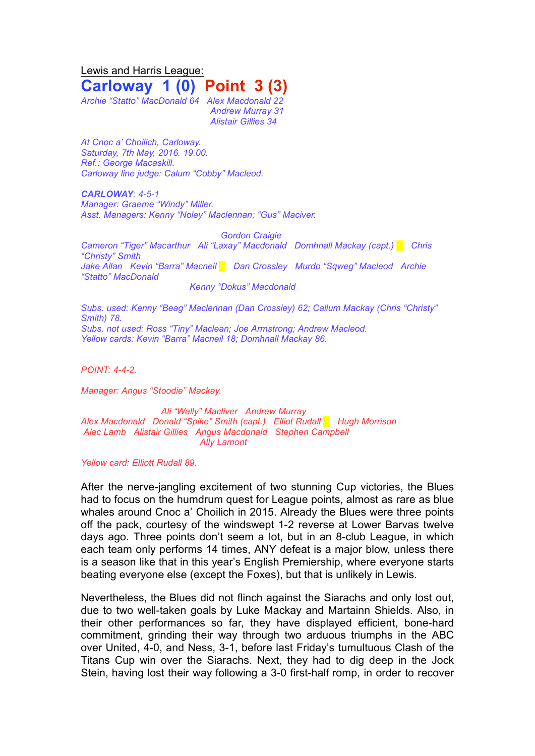Lewis and Harris League:

# Carloway 1 (0) Point 3 (3)

*Archie "Statto" MacDonald 64* *Alex Macdonald 22*
*Andrew Murray 31*
*Alistair Gillies 34*

*At Cnoc a' Choilich, Carloway.*
*Saturday, 7th May, 2016. 19.00.*
*Ref.: George Macaskill.*
*Carloway line judge: Calum "Cobby" Macleod.*

***CARLOWAY**: 4-5-1*
*Manager: Graeme "Windy" Miller.*
*Asst. Managers: Kenny "Noley" Maclennan; "Gus" Maciver.*

*Gordon Craigie*
*Cameron "Tiger" Macarthur Ali "Laxay" Macdonald Domhnall Mackay (capt.) Chris "Christy" Smith*
*Jake Allan Kevin "Barra" Macneil Dan Crossley Murdo "Sqweg" Macleod Archie "Statto" MacDonald*
*Kenny "Dokus" Macdonald*

*Subs. used: Kenny "Beag" Maclennan (Dan Crossley) 62; Callum Mackay (Chris "Christy" Smith) 78.*
*Subs. not used: Ross "Tiny" Maclean; Joe Armstrong; Andrew Macleod.*
*Yellow cards: Kevin "Barra" Macneil 18; Domhnall Mackay 86.*

*POINT: 4-4-2.*

*Manager: Angus "Stoodie" Mackay.*

*Ali "Wally" Maciver Andrew Murray*
*Alex Macdonald Donald "Spike" Smith (capt.) Elliot Rudall Hugh Morrison*
*Alec Lamb Alistair Gillies Angus Macdonald Stephen Campbell*
*Ally Lamont*

*Yellow card: Elliott Rudall 89.*

After the nerve-jangling excitement of two stunning Cup victories, the Blues had to focus on the humdrum quest for League points, almost as rare as blue whales around Cnoc a' Choilich in 2015. Already the Blues were three points off the pack, courtesy of the windswept 1-2 reverse at Lower Barvas twelve days ago. Three points don't seem a lot, but in an 8-club League, in which each team only performs 14 times, ANY defeat is a major blow, unless there is a season like that in this year's English Premiership, where everyone starts beating everyone else (except the Foxes), but that is unlikely in Lewis.

Nevertheless, the Blues did not flinch against the Siarachs and only lost out, due to two well-taken goals by Luke Mackay and Martainn Shields. Also, in their other performances so far, they have displayed efficient, bone-hard commitment, grinding their way through two arduous triumphs in the ABC over United, 4-0, and Ness, 3-1, before last Friday's tumultuous Clash of the Titans Cup win over the Siarachs. Next, they had to dig deep in the Jock Stein, having lost their way following a 3-0 first-half romp, in order to recover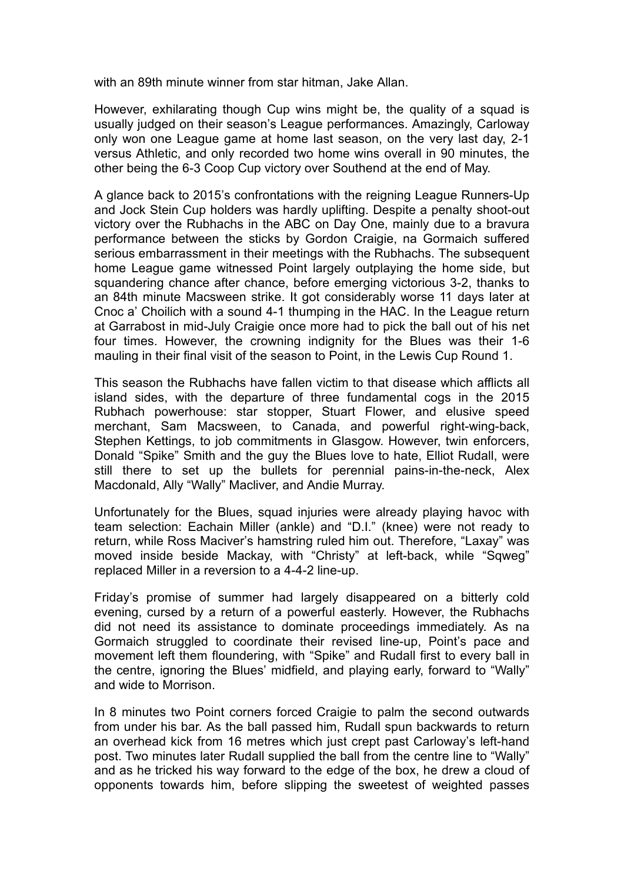with an 89th minute winner from star hitman, Jake Allan.

However, exhilarating though Cup wins might be, the quality of a squad is usually judged on their season's League performances. Amazingly, Carloway only won one League game at home last season, on the very last day, 2-1 versus Athletic, and only recorded two home wins overall in 90 minutes, the other being the 6-3 Coop Cup victory over Southend at the end of May.

A glance back to 2015's confrontations with the reigning League Runners-Up and Jock Stein Cup holders was hardly uplifting. Despite a penalty shoot-out victory over the Rubhachs in the ABC on Day One, mainly due to a bravura performance between the sticks by Gordon Craigie, na Gormaich suffered serious embarrassment in their meetings with the Rubhachs. The subsequent home League game witnessed Point largely outplaying the home side, but squandering chance after chance, before emerging victorious 3-2, thanks to an 84th minute Macsween strike. It got considerably worse 11 days later at Cnoc a' Choilich with a sound 4-1 thumping in the HAC. In the League return at Garrabost in mid-July Craigie once more had to pick the ball out of his net four times. However, the crowning indignity for the Blues was their 1-6 mauling in their final visit of the season to Point, in the Lewis Cup Round 1.

This season the Rubhachs have fallen victim to that disease which afflicts all island sides, with the departure of three fundamental cogs in the 2015 Rubhach powerhouse: star stopper, Stuart Flower, and elusive speed merchant, Sam Macsween, to Canada, and powerful right-wing-back, Stephen Kettings, to job commitments in Glasgow. However, twin enforcers, Donald "Spike" Smith and the guy the Blues love to hate, Elliot Rudall, were still there to set up the bullets for perennial pains-in-the-neck, Alex Macdonald, Ally "Wally" Macliver, and Andie Murray.

Unfortunately for the Blues, squad injuries were already playing havoc with team selection: Eachain Miller (ankle) and "D.I." (knee) were not ready to return, while Ross Maciver's hamstring ruled him out. Therefore, "Laxay" was moved inside beside Mackay, with "Christy" at left-back, while "Sqweg" replaced Miller in a reversion to a 4-4-2 line-up.

Friday's promise of summer had largely disappeared on a bitterly cold evening, cursed by a return of a powerful easterly. However, the Rubhachs did not need its assistance to dominate proceedings immediately. As na Gormaich struggled to coordinate their revised line-up, Point's pace and movement left them floundering, with "Spike" and Rudall first to every ball in the centre, ignoring the Blues' midfield, and playing early, forward to "Wally" and wide to Morrison.

In 8 minutes two Point corners forced Craigie to palm the second outwards from under his bar. As the ball passed him, Rudall spun backwards to return an overhead kick from 16 metres which just crept past Carloway's left-hand post. Two minutes later Rudall supplied the ball from the centre line to "Wally" and as he tricked his way forward to the edge of the box, he drew a cloud of opponents towards him, before slipping the sweetest of weighted passes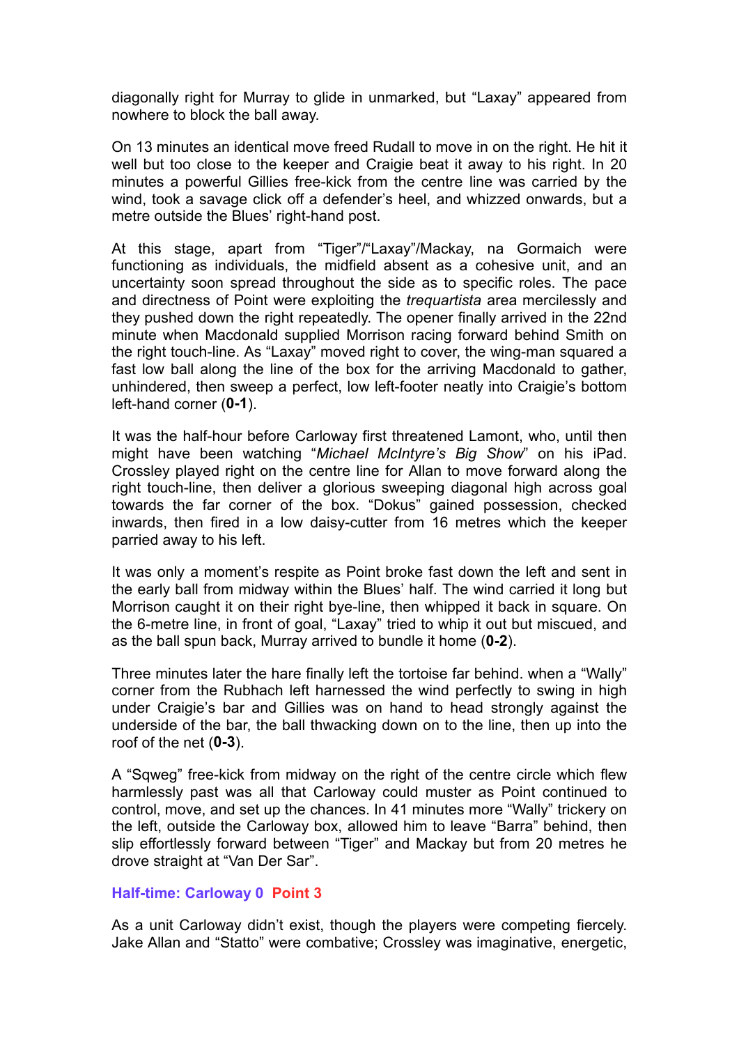diagonally right for Murray to glide in unmarked, but "Laxay" appeared from nowhere to block the ball away.

On 13 minutes an identical move freed Rudall to move in on the right. He hit it well but too close to the keeper and Craigie beat it away to his right. In 20 minutes a powerful Gillies free-kick from the centre line was carried by the wind, took a savage click off a defender's heel, and whizzed onwards, but a metre outside the Blues' right-hand post.

At this stage, apart from "Tiger"/"Laxay"/Mackay, na Gormaich were functioning as individuals, the midfield absent as a cohesive unit, and an uncertainty soon spread throughout the side as to specific roles. The pace and directness of Point were exploiting the *trequartista* area mercilessly and they pushed down the right repeatedly. The opener finally arrived in the 22nd minute when Macdonald supplied Morrison racing forward behind Smith on the right touch-line. As "Laxay" moved right to cover, the wing-man squared a fast low ball along the line of the box for the arriving Macdonald to gather, unhindered, then sweep a perfect, low left-footer neatly into Craigie's bottom left-hand corner (**0-1**).

It was the half-hour before Carloway first threatened Lamont, who, until then might have been watching "*Michael McIntyre's Big Show*" on his iPad. Crossley played right on the centre line for Allan to move forward along the right touch-line, then deliver a glorious sweeping diagonal high across goal towards the far corner of the box. "Dokus" gained possession, checked inwards, then fired in a low daisy-cutter from 16 metres which the keeper parried away to his left.

It was only a moment's respite as Point broke fast down the left and sent in the early ball from midway within the Blues' half. The wind carried it long but Morrison caught it on their right bye-line, then whipped it back in square. On the 6-metre line, in front of goal, "Laxay" tried to whip it out but miscued, and as the ball spun back, Murray arrived to bundle it home (**0-2**).

Three minutes later the hare finally left the tortoise far behind. when a "Wally" corner from the Rubhach left harnessed the wind perfectly to swing in high under Craigie's bar and Gillies was on hand to head strongly against the underside of the bar, the ball thwacking down on to the line, then up into the roof of the net (**0-3**).

A "Sqweg" free-kick from midway on the right of the centre circle which flew harmlessly past was all that Carloway could muster as Point continued to control, move, and set up the chances. In 41 minutes more "Wally" trickery on the left, outside the Carloway box, allowed him to leave "Barra" behind, then slip effortlessly forward between "Tiger" and Mackay but from 20 metres he drove straight at "Van Der Sar".

**Half-time: Carloway 0 Point 3**

As a unit Carloway didn't exist, though the players were competing fiercely. Jake Allan and "Statto" were combative; Crossley was imaginative, energetic,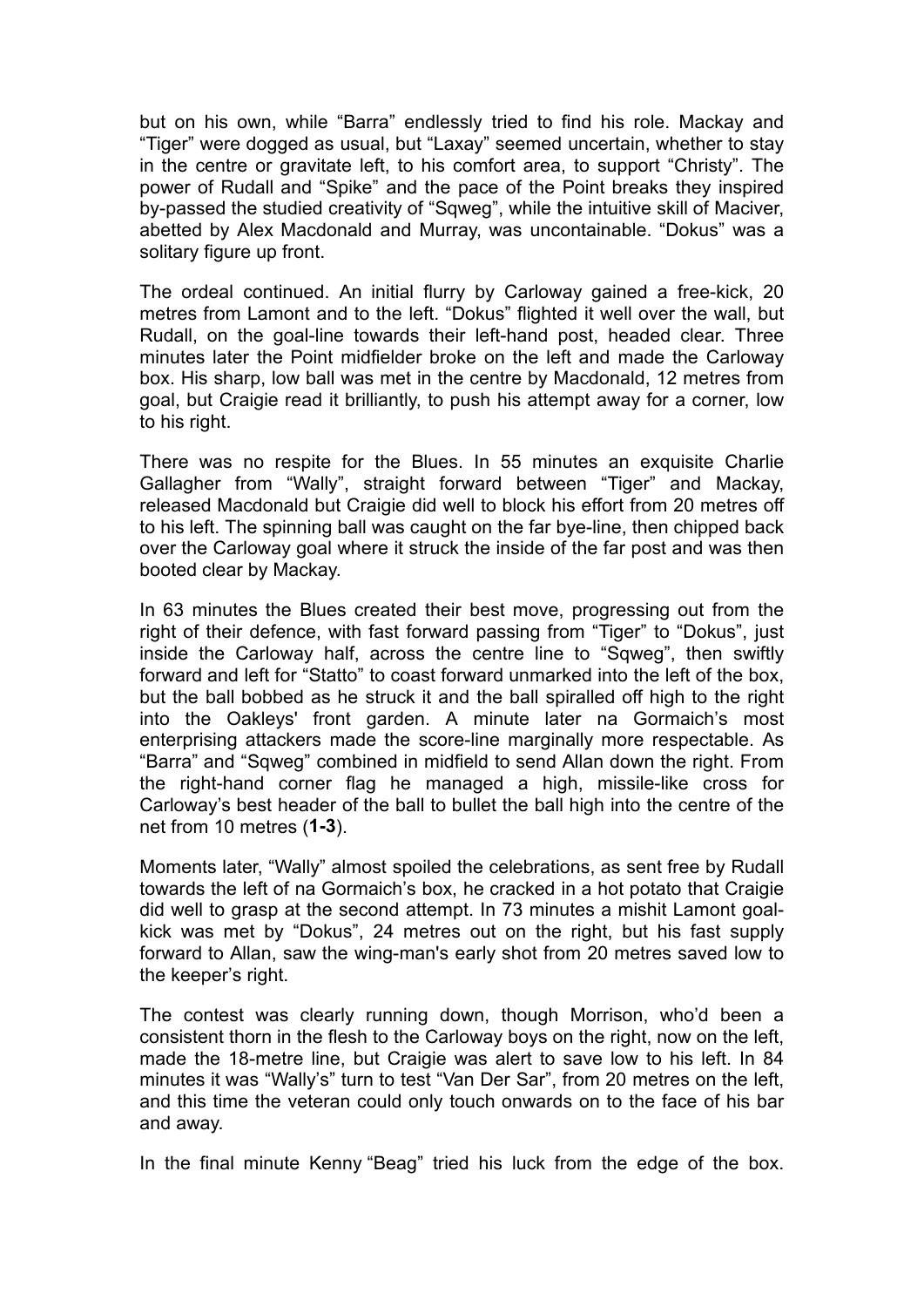but on his own, while "Barra" endlessly tried to find his role. Mackay and "Tiger" were dogged as usual, but "Laxay" seemed uncertain, whether to stay in the centre or gravitate left, to his comfort area, to support "Christy". The power of Rudall and "Spike" and the pace of the Point breaks they inspired by-passed the studied creativity of "Sqweg", while the intuitive skill of Maciver, abetted by Alex Macdonald and Murray, was uncontainable. "Dokus" was a solitary figure up front.

The ordeal continued. An initial flurry by Carloway gained a free-kick, 20 metres from Lamont and to the left. "Dokus" flighted it well over the wall, but Rudall, on the goal-line towards their left-hand post, headed clear. Three minutes later the Point midfielder broke on the left and made the Carloway box. His sharp, low ball was met in the centre by Macdonald, 12 metres from goal, but Craigie read it brilliantly, to push his attempt away for a corner, low to his right.

There was no respite for the Blues. In 55 minutes an exquisite Charlie Gallagher from "Wally", straight forward between "Tiger" and Mackay, released Macdonald but Craigie did well to block his effort from 20 metres off to his left. The spinning ball was caught on the far bye-line, then chipped back over the Carloway goal where it struck the inside of the far post and was then booted clear by Mackay.

In 63 minutes the Blues created their best move, progressing out from the right of their defence, with fast forward passing from "Tiger" to "Dokus", just inside the Carloway half, across the centre line to "Sqweg", then swiftly forward and left for "Statto" to coast forward unmarked into the left of the box, but the ball bobbed as he struck it and the ball spiralled off high to the right into the Oakleys' front garden. A minute later na Gormaich's most enterprising attackers made the score-line marginally more respectable. As "Barra" and "Sqweg" combined in midfield to send Allan down the right. From the right-hand corner flag he managed a high, missile-like cross for Carloway's best header of the ball to bullet the ball high into the centre of the net from 10 metres (**1-3**).

Moments later, "Wally" almost spoiled the celebrations, as sent free by Rudall towards the left of na Gormaich's box, he cracked in a hot potato that Craigie did well to grasp at the second attempt. In 73 minutes a mishit Lamont goal-kick was met by "Dokus", 24 metres out on the right, but his fast supply forward to Allan, saw the wing-man's early shot from 20 metres saved low to the keeper's right.

The contest was clearly running down, though Morrison, who'd been a consistent thorn in the flesh to the Carloway boys on the right, now on the left, made the 18-metre line, but Craigie was alert to save low to his left. In 84 minutes it was "Wally's" turn to test "Van Der Sar", from 20 metres on the left, and this time the veteran could only touch onwards on to the face of his bar and away.

In the final minute Kenny "Beag" tried his luck from the edge of the box.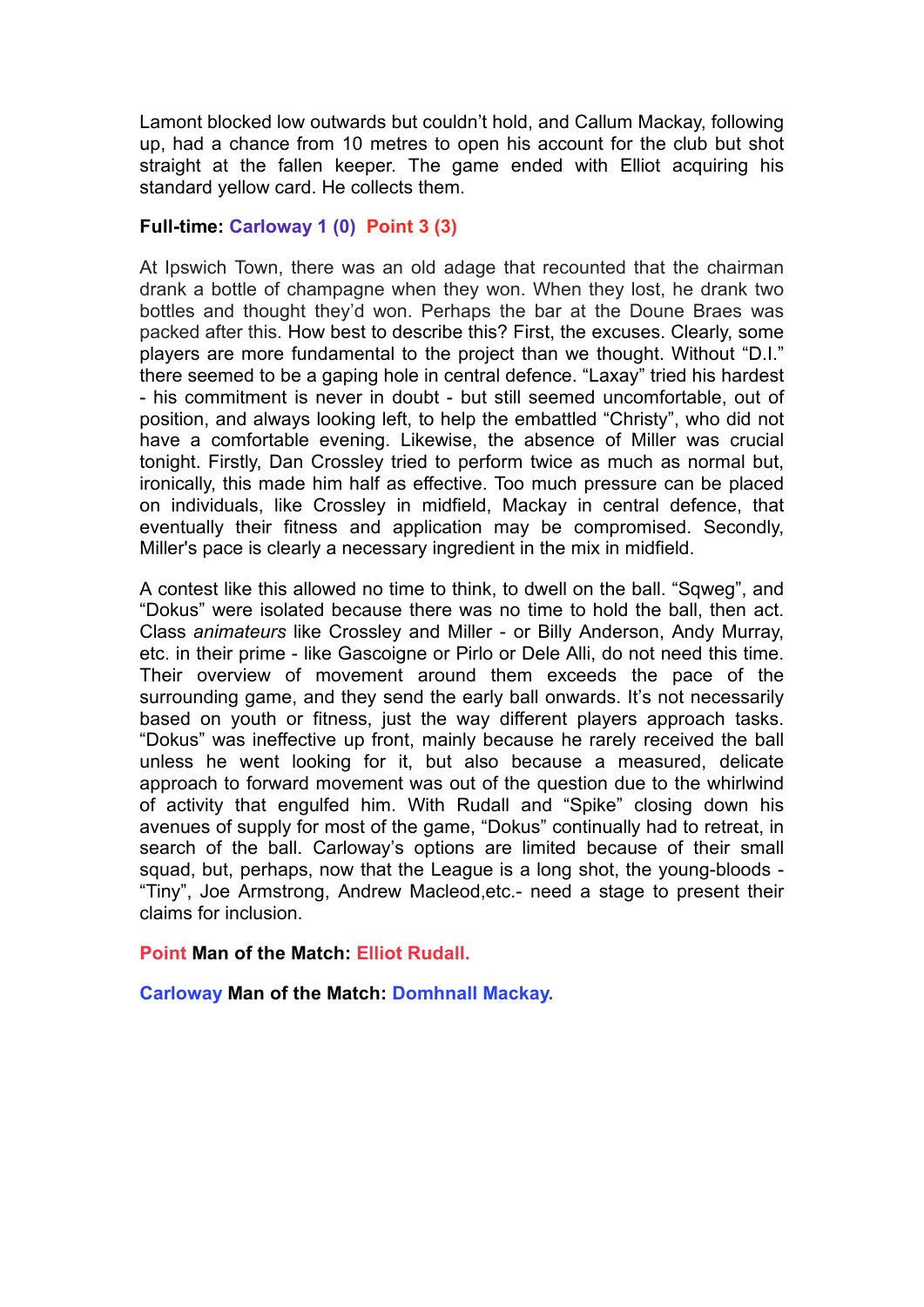Lamont blocked low outwards but couldn't hold, and Callum Mackay, following up, had a chance from 10 metres to open his account for the club but shot straight at the fallen keeper. The game ended with Elliot acquiring his standard yellow card. He collects them.

**Full-time: Carloway 1 (0) Point 3 (3)**

At Ipswich Town, there was an old adage that recounted that the chairman drank a bottle of champagne when they won. When they lost, he drank two bottles and thought they'd won. Perhaps the bar at the Doune Braes was packed after this. How best to describe this? First, the excuses. Clearly, some players are more fundamental to the project than we thought. Without "D.I." there seemed to be a gaping hole in central defence. "Laxay" tried his hardest - his commitment is never in doubt - but still seemed uncomfortable, out of position, and always looking left, to help the embattled "Christy", who did not have a comfortable evening. Likewise, the absence of Miller was crucial tonight. Firstly, Dan Crossley tried to perform twice as much as normal but, ironically, this made him half as effective. Too much pressure can be placed on individuals, like Crossley in midfield, Mackay in central defence, that eventually their fitness and application may be compromised. Secondly, Miller's pace is clearly a necessary ingredient in the mix in midfield.

A contest like this allowed no time to think, to dwell on the ball. "Sqweg", and "Dokus" were isolated because there was no time to hold the ball, then act. Class *animateurs* like Crossley and Miller - or Billy Anderson, Andy Murray, etc. in their prime - like Gascoigne or Pirlo or Dele Alli, do not need this time. Their overview of movement around them exceeds the pace of the surrounding game, and they send the early ball onwards. It's not necessarily based on youth or fitness, just the way different players approach tasks. "Dokus" was ineffective up front, mainly because he rarely received the ball unless he went looking for it, but also because a measured, delicate approach to forward movement was out of the question due to the whirlwind of activity that engulfed him. With Rudall and "Spike" closing down his avenues of supply for most of the game, "Dokus" continually had to retreat, in search of the ball. Carloway's options are limited because of their small squad, but, perhaps, now that the League is a long shot, the young-bloods - "Tiny", Joe Armstrong, Andrew Macleod,etc.- need a stage to present their claims for inclusion.

**Point Man of the Match: Elliot Rudall.**

**Carloway Man of the Match: Domhnall Mackay.**